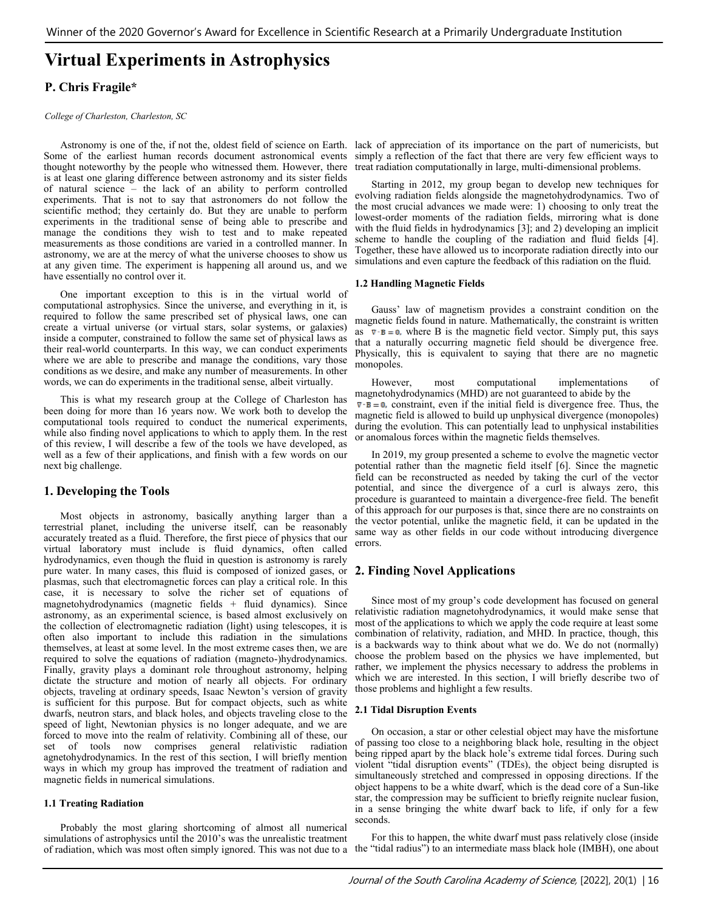# Virtual Experiments in Astrophysics

## P. Chris Fragile*

*College of Charleston, Charleston, SC*

Astronomy is one of the, if not the, oldest field of science on Earth. Some of the earliest human records document astronomical events thought noteworthy by the people who witnessed them. However, there is at least one glaring difference between astronomy and its sister fields of natural science – the lack of an ability to perform controlled experiments. That is not to say that astronomers do not follow the scientific method; they certainly do. But they are unable to perform experiments in the traditional sense of being able to prescribe and manage the conditions they wish to test and to make repeated measurements as those conditions are varied in a controlled manner. In astronomy, we are at the mercy of what the universe chooses to show us at any given time. The experiment is happening all around us, and we have essentially no control over it.

One important exception to this is in the virtual world of computational astrophysics. Since the universe, and everything in it, is required to follow the same prescribed set of physical laws, one can create a virtual universe (or virtual stars, solar systems, or galaxies) inside a computer, constrained to follow the same set of physical laws as their real-world counterparts. In this way, we can conduct experiments where we are able to prescribe and manage the conditions, vary those conditions as we desire, and make any number of measurements. In other words, we can do experiments in the traditional sense, albeit virtually.

This is what my research group at the College of Charleston has been doing for more than 16 years now. We work both to develop the computational tools required to conduct the numerical experiments, while also finding novel applications to which to apply them. In the rest of this review, I will describe a few of the tools we have developed, as well as a few of their applications, and finish with a few words on our next big challenge.

## 1. Developing the Tools

Most objects in astronomy, basically anything larger than a terrestrial planet, including the universe itself, can be reasonably accurately treated as a fluid. Therefore, the first piece of physics that our virtual laboratory must include is fluid dynamics, often called hydrodynamics, even though the fluid in question is astronomy is rarely pure water. In many cases, this fluid is composed of ionized gases, or plasmas, such that electromagnetic forces can play a critical role. In this case, it is necessary to solve the richer set of equations of magnetohydrodynamics (magnetic fields + fluid dynamics). Since astronomy, as an experimental science, is based almost exclusively on the collection of electromagnetic radiation (light) using telescopes, it is often also important to include this radiation in the simulations themselves, at least at some level. In the most extreme cases then, we are required to solve the equations of radiation (magneto-)hydrodynamics. Finally, gravity plays a dominant role throughout astronomy, helping dictate the structure and motion of nearly all objects. For ordinary objects, traveling at ordinary speeds, Isaac Newton's version of gravity is sufficient for this purpose. But for compact objects, such as white dwarfs, neutron stars, and black holes, and objects traveling close to the speed of light, Newtonian physics is no longer adequate, and we are forced to move into the realm of relativity. Combining all of these, our set of tools now comprises general relativistic radiation agnetohydrodynamics. In the rest of this section, I will briefly mention ways in which my group has improved the treatment of radiation and magnetic fields in numerical simulations.

### 1.1 Treating Radiation

Probably the most glaring shortcoming of almost all numerical simulations of astrophysics until the 2010's was the unrealistic treatment of radiation, which was most often simply ignored. This was not due to a lack of appreciation of its importance on the part of numericists, but simply a reflection of the fact that there are very few efficient ways to treat radiation computationally in large, multi-dimensional problems.

Starting in 2012, my group began to develop new techniques for evolving radiation fields alongside the magnetohydrodynamics. Two of the most crucial advances we made were: 1) choosing to only treat the lowest-order moments of the radiation fields, mirroring what is done with the fluid fields in hydrodynamics [3]; and 2) developing an implicit scheme to handle the coupling of the radiation and fluid fields [4]. Together, these have allowed us to incorporate radiation directly into our simulations and even capture the feedback of this radiation on the fluid.

### 1.2 Handling Magnetic Fields

Gauss' law of magnetism provides a constraint condition on the magnetic fields found in nature. Mathematically, the constraint is written as $\nabla \cdot B = 0$, where B is the magnetic field vector. Simply put, this says that a naturally occurring magnetic field should be divergence free. Physically, this is equivalent to saying that there are no magnetic monopoles.

However, most computational implementations of magnetohydrodynamics (MHD) are not guaranteed to abide by the $\nabla \cdot B = 0$, constraint, even if the initial field is divergence free. Thus, the magnetic field is allowed to build up unphysical divergence (monopoles) during the evolution. This can potentially lead to unphysical instabilities or anomalous forces within the magnetic fields themselves.

In 2019, my group presented a scheme to evolve the magnetic vector potential rather than the magnetic field itself [6]. Since the magnetic field can be reconstructed as needed by taking the curl of the vector potential, and since the divergence of a curl is always zero, this procedure is guaranteed to maintain a divergence-free field. The benefit of this approach for our purposes is that, since there are no constraints on the vector potential, unlike the magnetic field, it can be updated in the same way as other fields in our code without introducing divergence errors.

## 2. Finding Novel Applications

Since most of my group's code development has focused on general relativistic radiation magnetohydrodynamics, it would make sense that most of the applications to which we apply the code require at least some combination of relativity, radiation, and MHD. In practice, though, this is a backwards way to think about what we do. We do not (normally) choose the problem based on the physics we have implemented, but rather, we implement the physics necessary to address the problems in which we are interested. In this section, I will briefly describe two of those problems and highlight a few results.

### 2.1 Tidal Disruption Events

On occasion, a star or other celestial object may have the misfortune of passing too close to a neighboring black hole, resulting in the object being ripped apart by the black hole's extreme tidal forces. During such violent "tidal disruption events" (TDEs), the object being disrupted is simultaneously stretched and compressed in opposing directions. If the object happens to be a white dwarf, which is the dead core of a Sun-like star, the compression may be sufficient to briefly reignite nuclear fusion, in a sense bringing the white dwarf back to life, if only for a few seconds.

For this to happen, the white dwarf must pass relatively close (inside the "tidal radius") to an intermediate mass black hole (IMBH), one about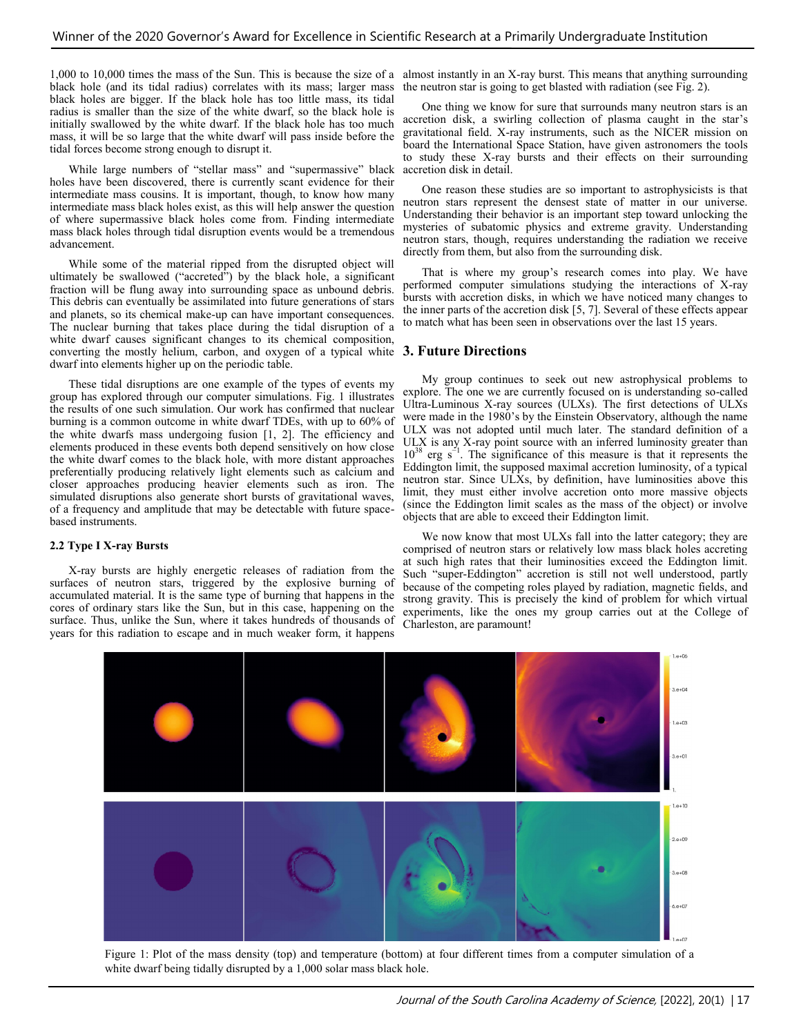1,000 to 10,000 times the mass of the Sun. This is because the size of a black hole (and its tidal radius) correlates with its mass; larger mass black holes are bigger. If the black hole has too little mass, its tidal radius is smaller than the size of the white dwarf, so the black hole is initially swallowed by the white dwarf. If the black hole has too much mass, it will be so large that the white dwarf will pass inside before the tidal forces become strong enough to disrupt it.

While large numbers of "stellar mass" and "supermassive" black holes have been discovered, there is currently scant evidence for their intermediate mass cousins. It is important, though, to know how many intermediate mass black holes exist, as this will help answer the question of where supermassive black holes come from. Finding intermediate mass black holes through tidal disruption events would be a tremendous advancement.

While some of the material ripped from the disrupted object will ultimately be swallowed ("accreted") by the black hole, a significant fraction will be flung away into surrounding space as unbound debris. This debris can eventually be assimilated into future generations of stars and planets, so its chemical make-up can have important consequences. The nuclear burning that takes place during the tidal disruption of a white dwarf causes significant changes to its chemical composition, converting the mostly helium, carbon, and oxygen of a typical white dwarf into elements higher up on the periodic table.

These tidal disruptions are one example of the types of events my group has explored through our computer simulations. Fig. 1 illustrates the results of one such simulation. Our work has confirmed that nuclear burning is a common outcome in white dwarf TDEs, with up to 60% of the white dwarfs mass undergoing fusion [1, 2]. The efficiency and elements produced in these events both depend sensitively on how close the white dwarf comes to the black hole, with more distant approaches preferentially producing relatively light elements such as calcium and closer approaches producing heavier elements such as iron. The simulated disruptions also generate short bursts of gravitational waves, of a frequency and amplitude that may be detectable with future space-based instruments.

### 2.2 Type I X-ray Bursts

X-ray bursts are highly energetic releases of radiation from the surfaces of neutron stars, triggered by the explosive burning of accumulated material. It is the same type of burning that happens in the cores of ordinary stars like the Sun, but in this case, happening on the surface. Thus, unlike the Sun, where it takes hundreds of thousands of years for this radiation to escape and in much weaker form, it happens almost instantly in an X-ray burst. This means that anything surrounding the neutron star is going to get blasted with radiation (see Fig. 2).

One thing we know for sure that surrounds many neutron stars is an accretion disk, a swirling collection of plasma caught in the star's gravitational field. X-ray instruments, such as the NICER mission on board the International Space Station, have given astronomers the tools to study these X-ray bursts and their effects on their surrounding accretion disk in detail.

One reason these studies are so important to astrophysicists is that neutron stars represent the densest state of matter in our universe. Understanding their behavior is an important step toward unlocking the mysteries of subatomic physics and extreme gravity. Understanding neutron stars, though, requires understanding the radiation we receive directly from them, but also from the surrounding disk.

That is where my group's research comes into play. We have performed computer simulations studying the interactions of X-ray bursts with accretion disks, in which we have noticed many changes to the inner parts of the accretion disk [5, 7]. Several of these effects appear to match what has been seen in observations over the last 15 years.

## 3. Future Directions

My group continues to seek out new astrophysical problems to explore. The one we are currently focused on is understanding so-called Ultra-Luminous X-ray sources (ULXs). The first detections of ULXs were made in the 1980's by the Einstein Observatory, although the name ULX was not adopted until much later. The standard definition of a ULX is any X-ray point source with an inferred luminosity greater than $10^{38}$ erg $s^{-1}$. The significance of this measure is that it represents the Eddington limit, the supposed maximal accretion luminosity, of a typical neutron star. Since ULXs, by definition, have luminosities above this limit, they must either involve accretion onto more massive objects (since the Eddington limit scales as the mass of the object) or involve objects that are able to exceed their Eddington limit.

We now know that most ULXs fall into the latter category; they are comprised of neutron stars or relatively low mass black holes accreting at such high rates that their luminosities exceed the Eddington limit. Such "super-Eddington" accretion is still not well understood, partly because of the competing roles played by radiation, magnetic fields, and strong gravity. This is precisely the kind of problem for which virtual experiments, like the ones my group carries out at the College of Charleston, are paramount!

Figure 1: Plot of the mass density (top) and temperature (bottom) at four different times from a computer simulation of a white dwarf being tidally disrupted by a 1,000 solar mass black hole.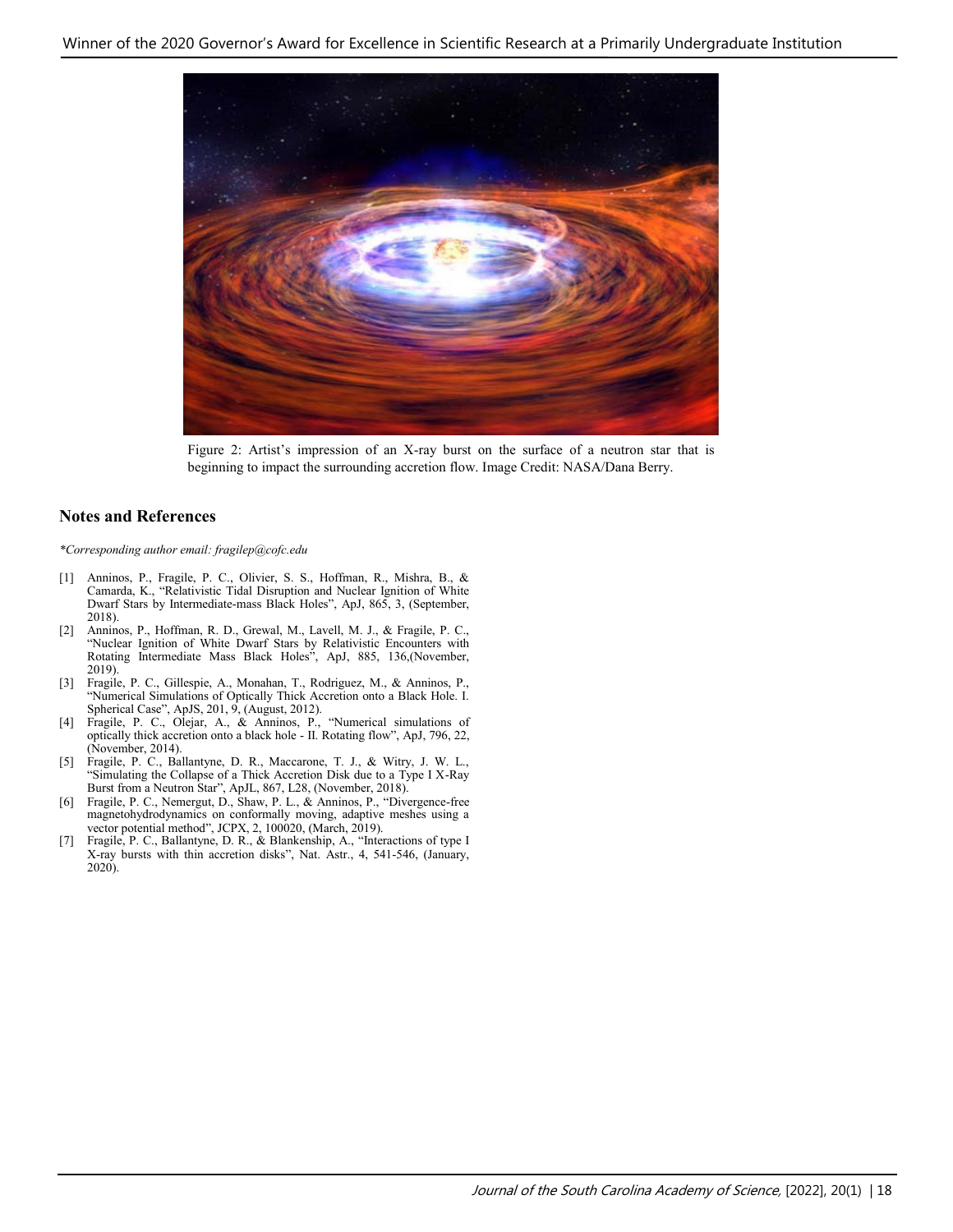Figure 2: Artist's impression of an X-ray burst on the surface of a neutron star that is beginning to impact the surrounding accretion flow. Image Credit: NASA/Dana Berry.

## Notes and References

*\*Corresponding author email: fragilep@cofc.edu*

[1] Anninos, P., Fragile, P. C., Olivier, S. S., Hoffman, R., Mishra, B., & Camarda, K., "Relativistic Tidal Disruption and Nuclear Ignition of White Dwarf Stars by Intermediate-mass Black Holes", ApJ, 865, 3, (September, 2018).

[2] Anninos, P., Hoffman, R. D., Grewal, M., Lavell, M. J., & Fragile, P. C., "Nuclear Ignition of White Dwarf Stars by Relativistic Encounters with Rotating Intermediate Mass Black Holes", ApJ, 885, 136,(November, 2019).

[3] Fragile, P. C., Gillespie, A., Monahan, T., Rodriguez, M., & Anninos, P., "Numerical Simulations of Optically Thick Accretion onto a Black Hole. I. Spherical Case", ApJS, 201, 9, (August, 2012).

[4] Fragile, P. C., Olejar, A., & Anninos, P., "Numerical simulations of optically thick accretion onto a black hole - II. Rotating flow", ApJ, 796, 22, (November, 2014).

[5] Fragile, P. C., Ballantyne, D. R., Maccarone, T. J., & Witry, J. W. L., "Simulating the Collapse of a Thick Accretion Disk due to a Type I X-Ray Burst from a Neutron Star", ApJL, 867, L28, (November, 2018).

[6] Fragile, P. C., Nemergut, D., Shaw, P. L., & Anninos, P., "Divergence-free magnetohydrodynamics on conformally moving, adaptive meshes using a vector potential method", JCPX, 2, 100020, (March, 2019).

[7] Fragile, P. C., Ballantyne, D. R., & Blankenship, A., "Interactions of type I X-ray bursts with thin accretion disks", Nat. Astr., 4, 541-546, (January, 2020).